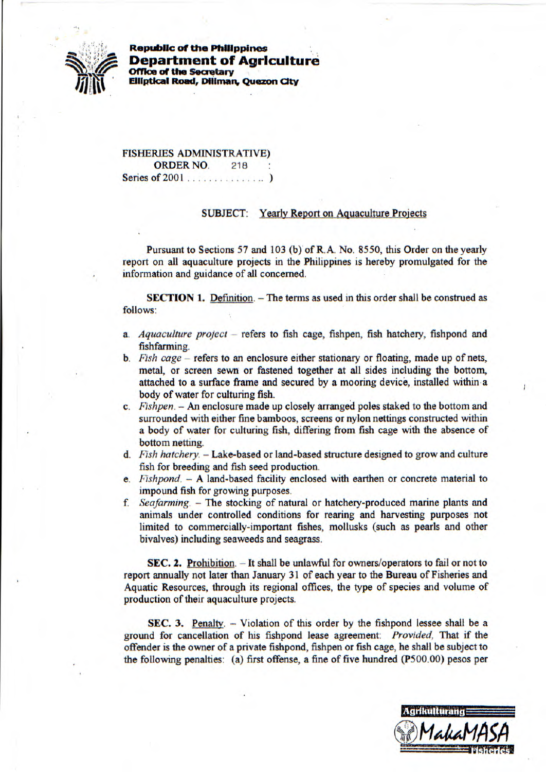**Republic of the Philippines**
**Department of Agriculture**
**Office of the Secretary**
**Elliptical Road, Diliman, Quezon City**

FISHERIES ADMINISTRATIVE)
ORDER NO. 218 :
Series of 2001 . . . . . . . . . . . . . . )

SUBJECT: Yearly Report on Aquaculture Projects

Pursuant to Sections 57 and 103 (b) of R.A. No. 8550, this Order on the yearly report on all aquaculture projects in the Philippines is hereby promulgated for the information and guidance of all concerned.

**SECTION 1.** Definition. – The terms as used in this order shall be construed as follows:

a. *Aquaculture project* – refers to fish cage, fishpen, fish hatchery, fishpond and fishfarming.
b. *Fish cage* – refers to an enclosure either stationary or floating, made up of nets, metal, or screen sewn or fastened together at all sides including the bottom, attached to a surface frame and secured by a mooring device, installed within a body of water for culturing fish.
c. *Fishpen.* – An enclosure made up closely arranged poles staked to the bottom and surrounded with either fine bamboos, screens or nylon nettings constructed within a body of water for culturing fish, differing from fish cage with the absence of bottom netting.
d. *Fish hatchery.* – Lake-based or land-based structure designed to grow and culture fish for breeding and fish seed production.
e. *Fishpond.* – A land-based facility enclosed with earthen or concrete material to impound fish for growing purposes.
f. *Seafarming.* – The stocking of natural or hatchery-produced marine plants and animals under controlled conditions for rearing and harvesting purposes not limited to commercially-important fishes, mollusks (such as pearls and other bivalves) including seaweeds and seagrass.

**SEC. 2.** Prohibition. – It shall be unlawful for owners/operators to fail or not to report annually not later than January 31 of each year to the Bureau of Fisheries and Aquatic Resources, through its regional offices, the type of species and volume of production of their aquaculture projects.

**SEC. 3.** Penalty. – Violation of this order by the fishpond lessee shall be a ground for cancellation of his fishpond lease agreement: *Provided,* That if the offender is the owner of a private fishpond, fishpen or fish cage, he shall be subject to the following penalties: (a) first offense, a fine of five hundred (P500.00) pesos per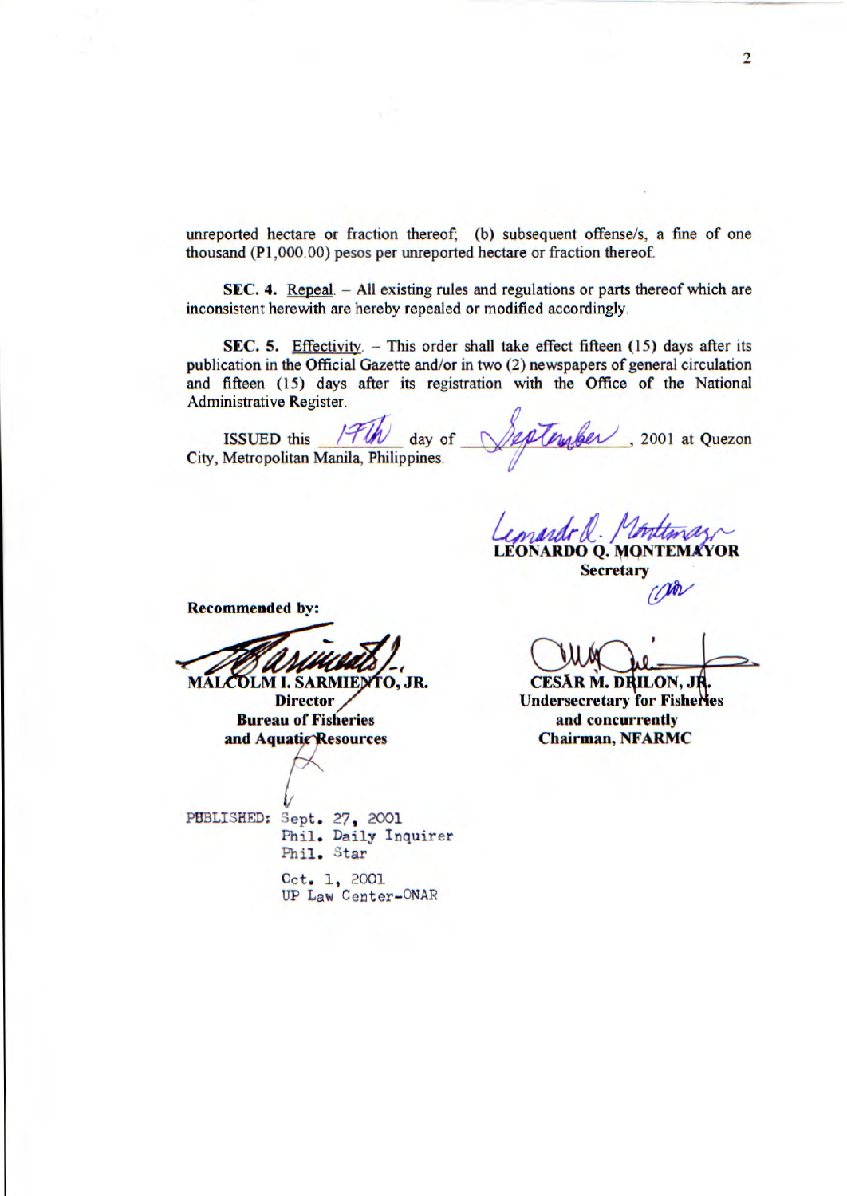unreported hectare or fraction thereof; (b) subsequent offense/s, a fine of one thousand (P1,000.00) pesos per unreported hectare or fraction thereof.

**SEC. 4.** Repeal. – All existing rules and regulations or parts thereof which are inconsistent herewith are hereby repealed or modified accordingly.

**SEC. 5.** Effectivity. – This order shall take effect fifteen (15) days after its publication in the Official Gazette and/or in two (2) newspapers of general circulation and fifteen (15) days after its registration with the Office of the National Administrative Register.

ISSUED this 17th day of September, 2001 at Quezon City, Metropolitan Manila, Philippines.

**LEONARDO Q. MONTEMAYOR**
**Secretary**

**Recommended by:**

**MALCOLM I. SARMIENTO, JR.**
**Director**
**Bureau of Fisheries and Aquatic Resources**

**CESAR M. DRILON, JR.**
**Undersecretary for Fisheries and concurrently Chairman, NFARMC**

PUBLISHED: Sept. 27, 2001
Phil. Daily Inquirer
Phil. Star

Oct. 1, 2001
UP Law Center-ONAR